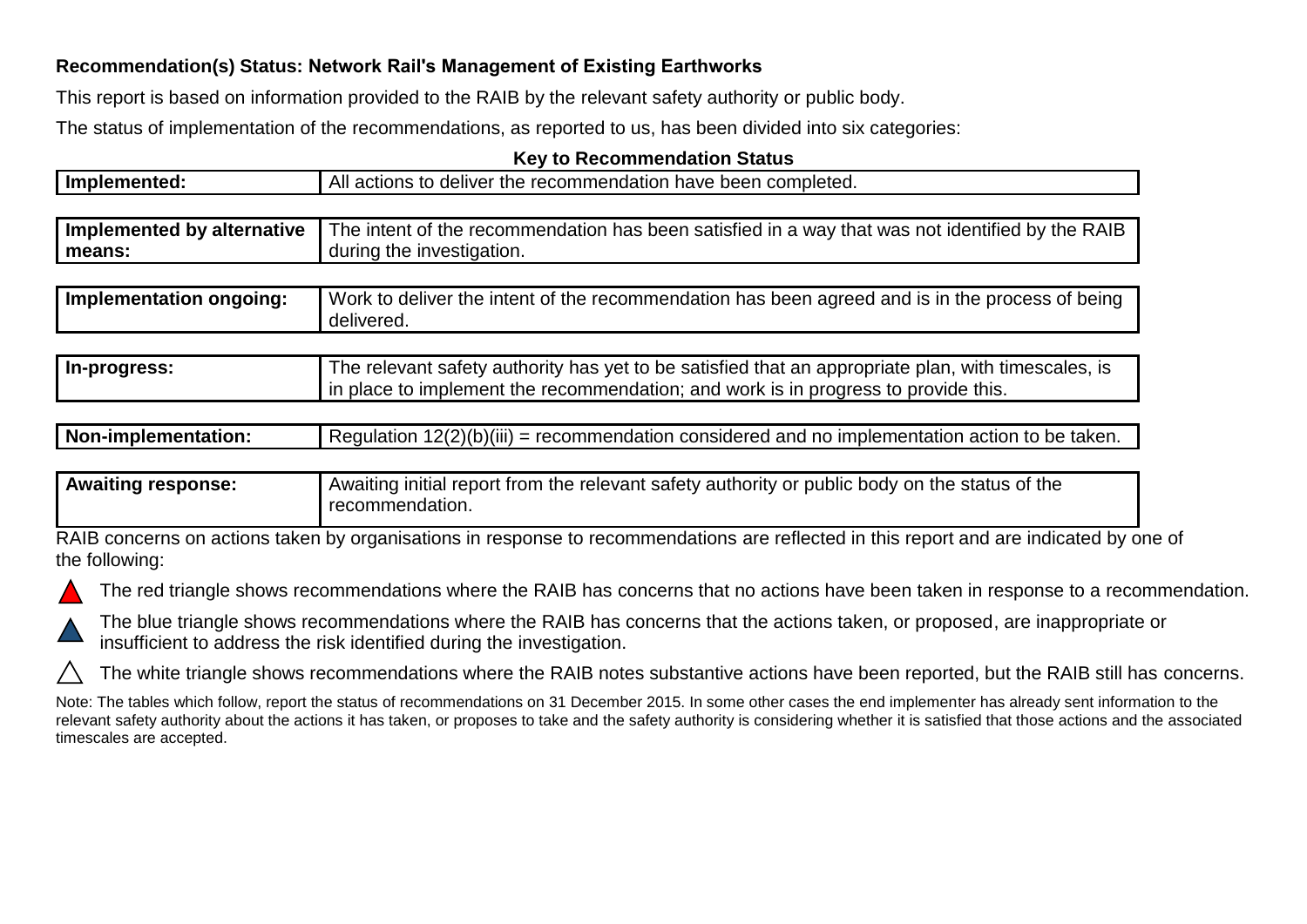**Recommendation(s) Status: Network Rail's Management of Existing Earthworks**

This report is based on information provided to the RAIB by the relevant safety authority or public body.

The status of implementation of the recommendations, as reported to us, has been divided into six categories:

**Key to Recommendation Status**

| | |
|---|---|
| **Implemented:** | All actions to deliver the recommendation have been completed. |
| **Implemented by alternative means:** | The intent of the recommendation has been satisfied in a way that was not identified by the RAIB during the investigation. |
| **Implementation ongoing:** | Work to deliver the intent of the recommendation has been agreed and is in the process of being delivered. |
| **In-progress:** | The relevant safety authority has yet to be satisfied that an appropriate plan, with timescales, is in place to implement the recommendation; and work is in progress to provide this. |
| **Non-implementation:** | Regulation 12(2)(b)(iii) = recommendation considered and no implementation action to be taken. |
| **Awaiting response:** | Awaiting initial report from the relevant safety authority or public body on the status of the recommendation. |

RAIB concerns on actions taken by organisations in response to recommendations are reflected in this report and are indicated by one of the following:

- ▲ (red) The red triangle shows recommendations where the RAIB has concerns that no actions have been taken in response to a recommendation.
- ▲ (blue) The blue triangle shows recommendations where the RAIB has concerns that the actions taken, or proposed, are inappropriate or insufficient to address the risk identified during the investigation.
- △ (white) The white triangle shows recommendations where the RAIB notes substantive actions have been reported, but the RAIB still has concerns.

Note: The tables which follow, report the status of recommendations on 31 December 2015. In some other cases the end implementer has already sent information to the relevant safety authority about the actions it has taken, or proposes to take and the safety authority is considering whether it is satisfied that those actions and the associated timescales are accepted.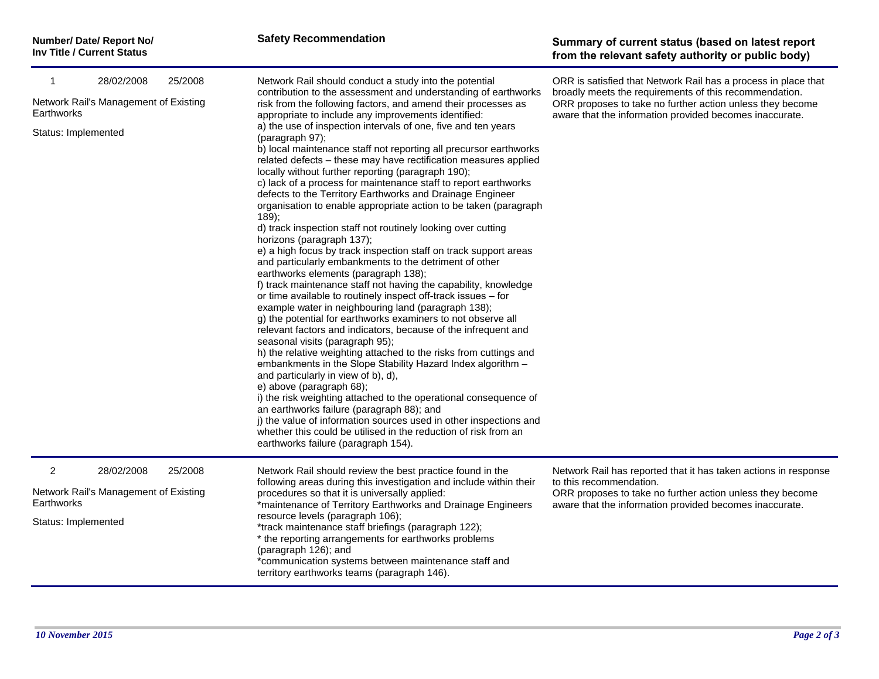| Number/ Date/ Report No/ Inv Title / Current Status | Safety Recommendation | Summary of current status (based on latest report from the relevant safety authority or public body) |
|---|---|---|
| 1 28/02/2008 25/2008<br><br>Network Rail's Management of Existing Earthworks<br><br>Status: Implemented | Network Rail should conduct a study into the potential contribution to the assessment and understanding of earthworks risk from the following factors, and amend their processes as appropriate to include any improvements identified:<br>a) the use of inspection intervals of one, five and ten years (paragraph 97);<br>b) local maintenance staff not reporting all precursor earthworks related defects – these may have rectification measures applied locally without further reporting (paragraph 190);<br>c) lack of a process for maintenance staff to report earthworks defects to the Territory Earthworks and Drainage Engineer organisation to enable appropriate action to be taken (paragraph 189);<br>d) track inspection staff not routinely looking over cutting horizons (paragraph 137);<br>e) a high focus by track inspection staff on track support areas and particularly embankments to the detriment of other earthworks elements (paragraph 138);<br>f) track maintenance staff not having the capability, knowledge or time available to routinely inspect off-track issues – for example water in neighbouring land (paragraph 138);<br>g) the potential for earthworks examiners to not observe all relevant factors and indicators, because of the infrequent and seasonal visits (paragraph 95);<br>h) the relative weighting attached to the risks from cuttings and embankments in the Slope Stability Hazard Index algorithm – and particularly in view of b), d),<br>e) above (paragraph 68);<br>i) the risk weighting attached to the operational consequence of an earthworks failure (paragraph 88); and<br>j) the value of information sources used in other inspections and whether this could be utilised in the reduction of risk from an earthworks failure (paragraph 154). | ORR is satisfied that Network Rail has a process in place that broadly meets the requirements of this recommendation.<br>ORR proposes to take no further action unless they become aware that the information provided becomes inaccurate. |
| 2 28/02/2008 25/2008<br><br>Network Rail's Management of Existing Earthworks<br><br>Status: Implemented | Network Rail should review the best practice found in the following areas during this investigation and include within their procedures so that it is universally applied:<br>*maintenance of Territory Earthworks and Drainage Engineers resource levels (paragraph 106);<br>*track maintenance staff briefings (paragraph 122);<br>* the reporting arrangements for earthworks problems (paragraph 126); and<br>*communication systems between maintenance staff and territory earthworks teams (paragraph 146). | Network Rail has reported that it has taken actions in response to this recommendation.<br>ORR proposes to take no further action unless they become aware that the information provided becomes inaccurate. |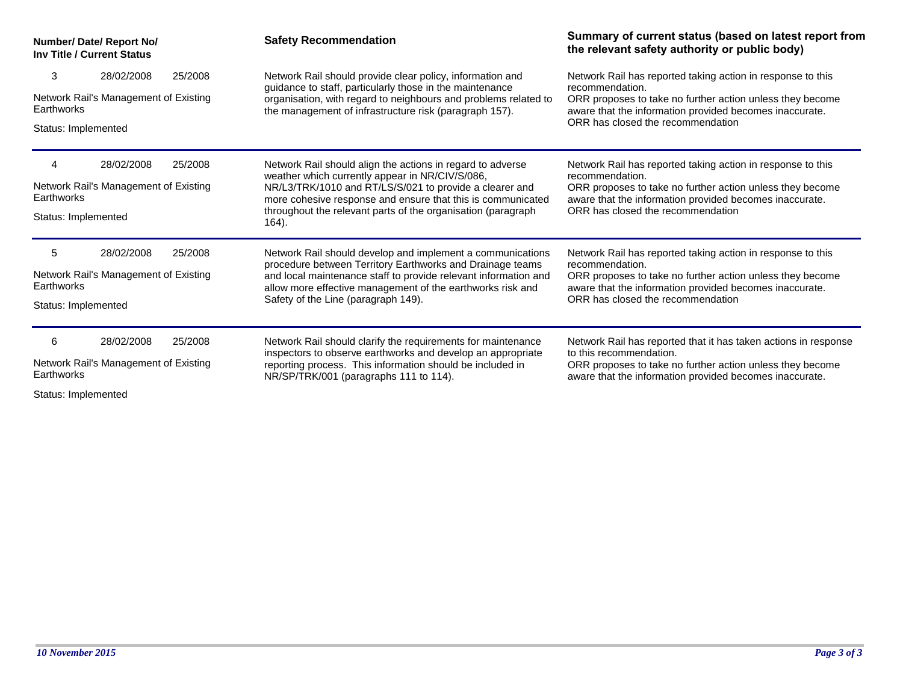| Number/ Date/ Report No/ Inv Title / Current Status | Safety Recommendation | Summary of current status (based on latest report from the relevant safety authority or public body) |
|---|---|---|
| 3 28/02/2008 25/2008<br>Network Rail's Management of Existing Earthworks<br>Status: Implemented | Network Rail should provide clear policy, information and guidance to staff, particularly those in the maintenance organisation, with regard to neighbours and problems related to the management of infrastructure risk (paragraph 157). | Network Rail has reported taking action in response to this recommendation.<br>ORR proposes to take no further action unless they become aware that the information provided becomes inaccurate.<br>ORR has closed the recommendation |
| 4 28/02/2008 25/2008<br>Network Rail's Management of Existing Earthworks<br>Status: Implemented | Network Rail should align the actions in regard to adverse weather which currently appear in NR/CIV/S/086, NR/L3/TRK/1010 and RT/LS/S/021 to provide a clearer and more cohesive response and ensure that this is communicated throughout the relevant parts of the organisation (paragraph 164). | Network Rail has reported taking action in response to this recommendation.<br>ORR proposes to take no further action unless they become aware that the information provided becomes inaccurate.<br>ORR has closed the recommendation |
| 5 28/02/2008 25/2008<br>Network Rail's Management of Existing Earthworks<br>Status: Implemented | Network Rail should develop and implement a communications procedure between Territory Earthworks and Drainage teams and local maintenance staff to provide relevant information and allow more effective management of the earthworks risk and Safety of the Line (paragraph 149). | Network Rail has reported taking action in response to this recommendation.<br>ORR proposes to take no further action unless they become aware that the information provided becomes inaccurate.<br>ORR has closed the recommendation |
| 6 28/02/2008 25/2008<br>Network Rail's Management of Existing Earthworks<br>Status: Implemented | Network Rail should clarify the requirements for maintenance inspectors to observe earthworks and develop an appropriate reporting process. This information should be included in NR/SP/TRK/001 (paragraphs 111 to 114). | Network Rail has reported that it has taken actions in response to this recommendation.<br>ORR proposes to take no further action unless they become aware that the information provided becomes inaccurate. |

*10 November 2015*